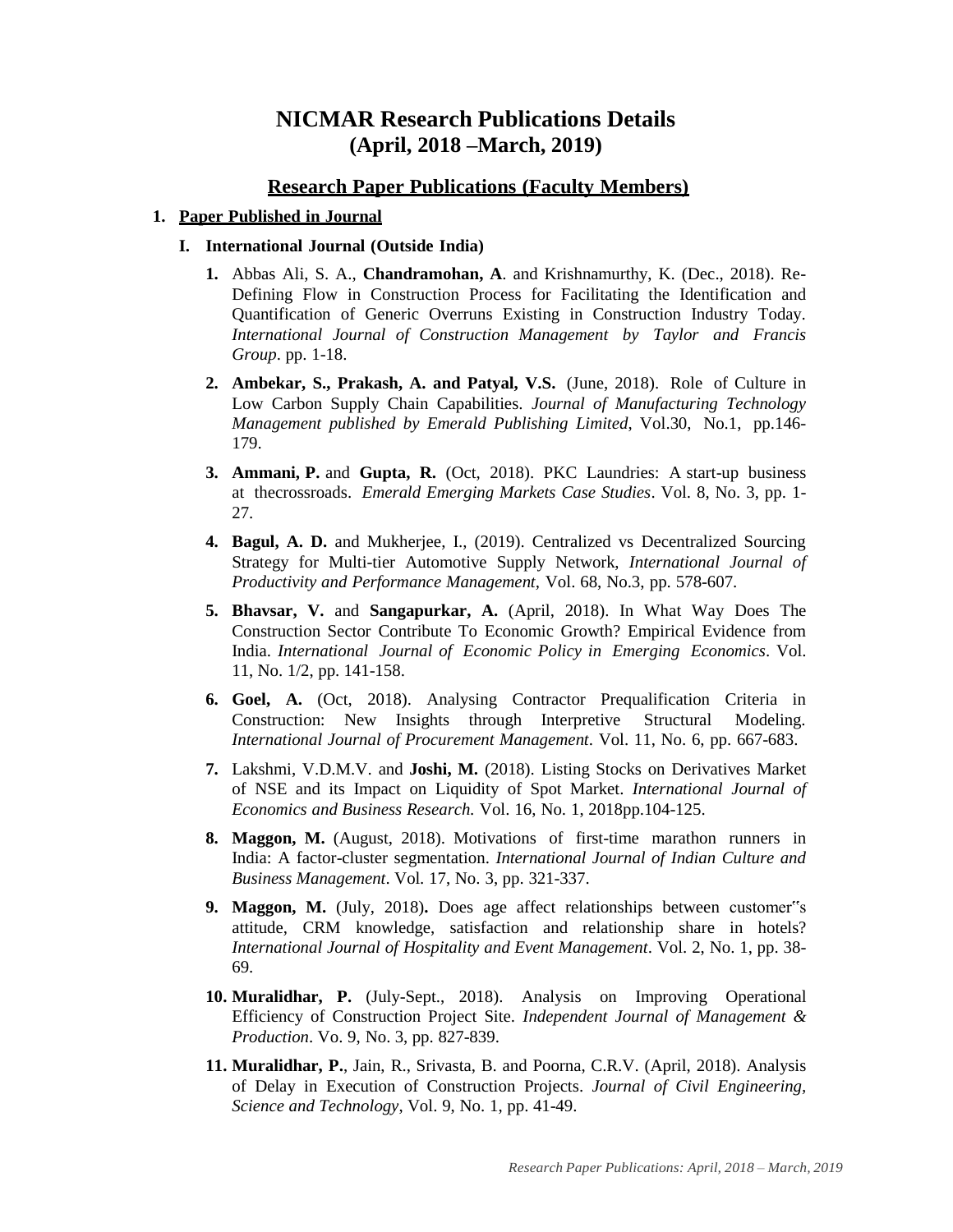# NICMAR Research Publications Details
# (April, 2018 –March, 2019)

## Research Paper Publications (Faculty Members)

### 1. Paper Published in Journal

#### I. International Journal (Outside India)

1. Abbas Ali, S. A., **Chandramohan, A**. and Krishnamurthy, K. (Dec., 2018). Re-Defining Flow in Construction Process for Facilitating the Identification and Quantification of Generic Overruns Existing in Construction Industry Today. *International Journal of Construction Management by Taylor and Francis Group*. pp. 1-18.

2. **Ambekar, S., Prakash, A. and Patyal, V.S.** (June, 2018). Role of Culture in Low Carbon Supply Chain Capabilities. *Journal of Manufacturing Technology Management published by Emerald Publishing Limited*, Vol.30, No.1, pp.146-179.

3. **Ammani, P.** and **Gupta, R.** (Oct, 2018). PKC Laundries: A start-up business at thecrossroads. *Emerald Emerging Markets Case Studies*. Vol. 8, No. 3, pp. 1-27.

4. **Bagul, A. D.** and Mukherjee, I., (2019). Centralized vs Decentralized Sourcing Strategy for Multi-tier Automotive Supply Network, *International Journal of Productivity and Performance Management*, Vol. 68, No.3, pp. 578-607.

5. **Bhavsar, V.** and **Sangapurkar, A.** (April, 2018). In What Way Does The Construction Sector Contribute To Economic Growth? Empirical Evidence from India. *International Journal of Economic Policy in Emerging Economics*. Vol. 11, No. 1/2, pp. 141-158.

6. **Goel, A.** (Oct, 2018). Analysing Contractor Prequalification Criteria in Construction: New Insights through Interpretive Structural Modeling. *International Journal of Procurement Management*. Vol. 11, No. 6, pp. 667-683.

7. Lakshmi, V.D.M.V. and **Joshi, M.** (2018). Listing Stocks on Derivatives Market of NSE and its Impact on Liquidity of Spot Market. *International Journal of Economics and Business Research.* Vol. 16, No. 1, 2018pp.104-125.

8. **Maggon, M.** (August, 2018). Motivations of first-time marathon runners in India: A factor-cluster segmentation. *International Journal of Indian Culture and Business Management*. Vol. 17, No. 3, pp. 321-337.

9. **Maggon, M.** (July, 2018)**.** Does age affect relationships between customer‟s attitude, CRM knowledge, satisfaction and relationship share in hotels? *International Journal of Hospitality and Event Management*. Vol. 2, No. 1, pp. 38-69.

10. **Muralidhar, P.** (July-Sept., 2018). Analysis on Improving Operational Efficiency of Construction Project Site. *Independent Journal of Management & Production*. Vo. 9, No. 3, pp. 827-839.

11. **Muralidhar, P.**, Jain, R., Srivasta, B. and Poorna, C.R.V. (April, 2018). Analysis of Delay in Execution of Construction Projects. *Journal of Civil Engineering, Science and Technology*, Vol. 9, No. 1, pp. 41-49.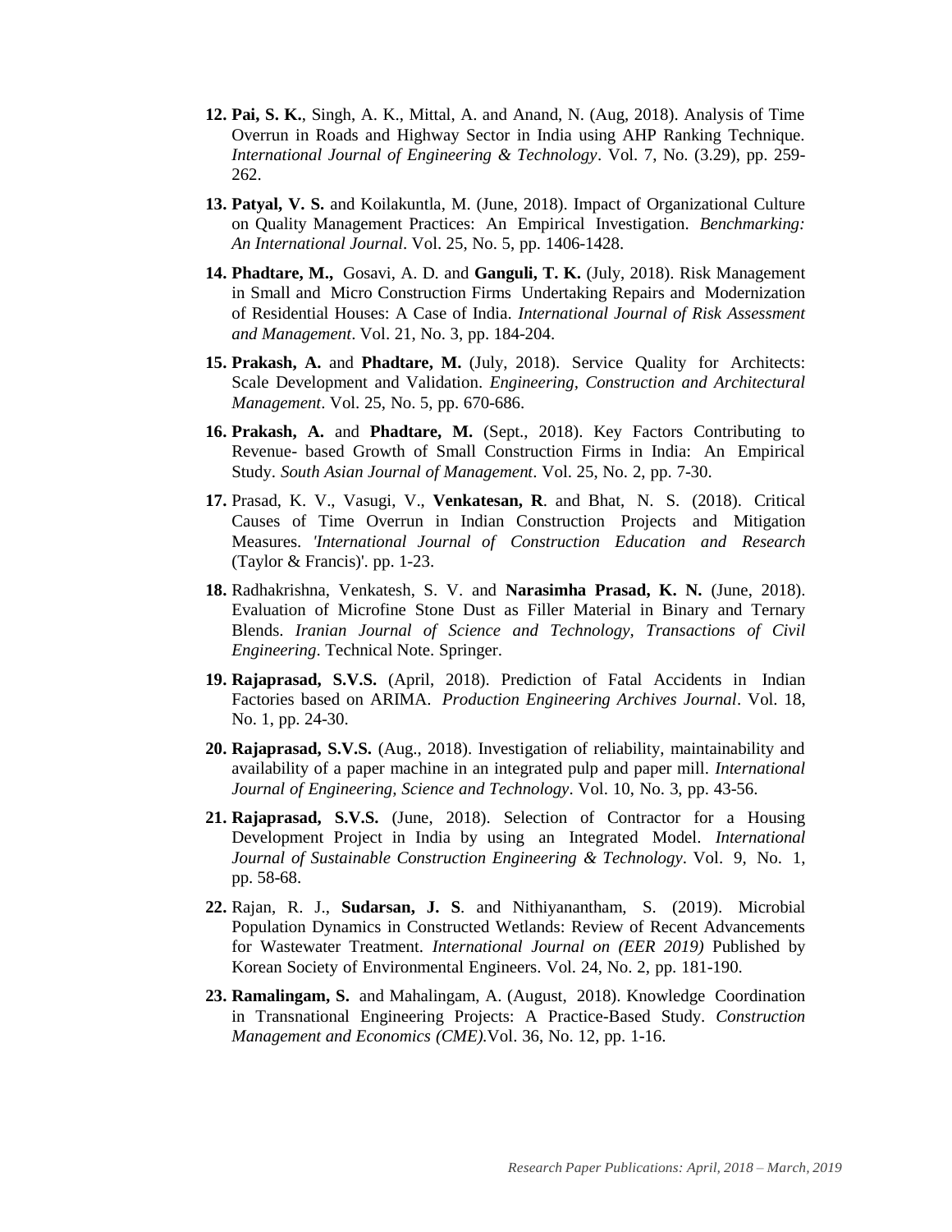12. **Pai, S. K.**, Singh, A. K., Mittal, A. and Anand, N. (Aug, 2018). Analysis of Time Overrun in Roads and Highway Sector in India using AHP Ranking Technique. *International Journal of Engineering & Technology*. Vol. 7, No. (3.29), pp. 259-262.

13. **Patyal, V. S.** and Koilakuntla, M. (June, 2018). Impact of Organizational Culture on Quality Management Practices: An Empirical Investigation. *Benchmarking: An International Journal*. Vol. 25, No. 5, pp. 1406-1428.

14. **Phadtare, M.,** Gosavi, A. D. and **Ganguli, T. K.** (July, 2018). Risk Management in Small and Micro Construction Firms Undertaking Repairs and Modernization of Residential Houses: A Case of India. *International Journal of Risk Assessment and Management*. Vol. 21, No. 3, pp. 184-204.

15. **Prakash, A.** and **Phadtare, M.** (July, 2018). Service Quality for Architects: Scale Development and Validation. *Engineering, Construction and Architectural Management*. Vol. 25, No. 5, pp. 670-686.

16. **Prakash, A.** and **Phadtare, M.** (Sept., 2018). Key Factors Contributing to Revenue- based Growth of Small Construction Firms in India: An Empirical Study. *South Asian Journal of Management*. Vol. 25, No. 2, pp. 7-30.

17. Prasad, K. V., Vasugi, V., **Venkatesan, R**. and Bhat, N. S. (2018). Critical Causes of Time Overrun in Indian Construction Projects and Mitigation Measures. *'International Journal of Construction Education and Research* (Taylor & Francis)'. pp. 1-23.

18. Radhakrishna, Venkatesh, S. V. and **Narasimha Prasad, K. N.** (June, 2018). Evaluation of Microfine Stone Dust as Filler Material in Binary and Ternary Blends. *Iranian Journal of Science and Technology, Transactions of Civil Engineering*. Technical Note. Springer.

19. **Rajaprasad, S.V.S.** (April, 2018). Prediction of Fatal Accidents in Indian Factories based on ARIMA. *Production Engineering Archives Journal*. Vol. 18, No. 1, pp. 24-30.

20. **Rajaprasad, S.V.S.** (Aug., 2018). Investigation of reliability, maintainability and availability of a paper machine in an integrated pulp and paper mill. *International Journal of Engineering, Science and Technology*. Vol. 10, No. 3, pp. 43-56.

21. **Rajaprasad, S.V.S.** (June, 2018). Selection of Contractor for a Housing Development Project in India by using an Integrated Model. *International Journal of Sustainable Construction Engineering & Technology*. Vol. 9, No. 1, pp. 58-68.

22. Rajan, R. J., **Sudarsan, J. S**. and Nithiyanantham, S. (2019). Microbial Population Dynamics in Constructed Wetlands: Review of Recent Advancements for Wastewater Treatment. *International Journal on (EER 2019)* Published by Korean Society of Environmental Engineers. Vol. 24, No. 2, pp. 181-190.

23. **Ramalingam, S.** and Mahalingam, A. (August, 2018). Knowledge Coordination in Transnational Engineering Projects: A Practice-Based Study. *Construction Management and Economics (CME)*.Vol. 36, No. 12, pp. 1-16.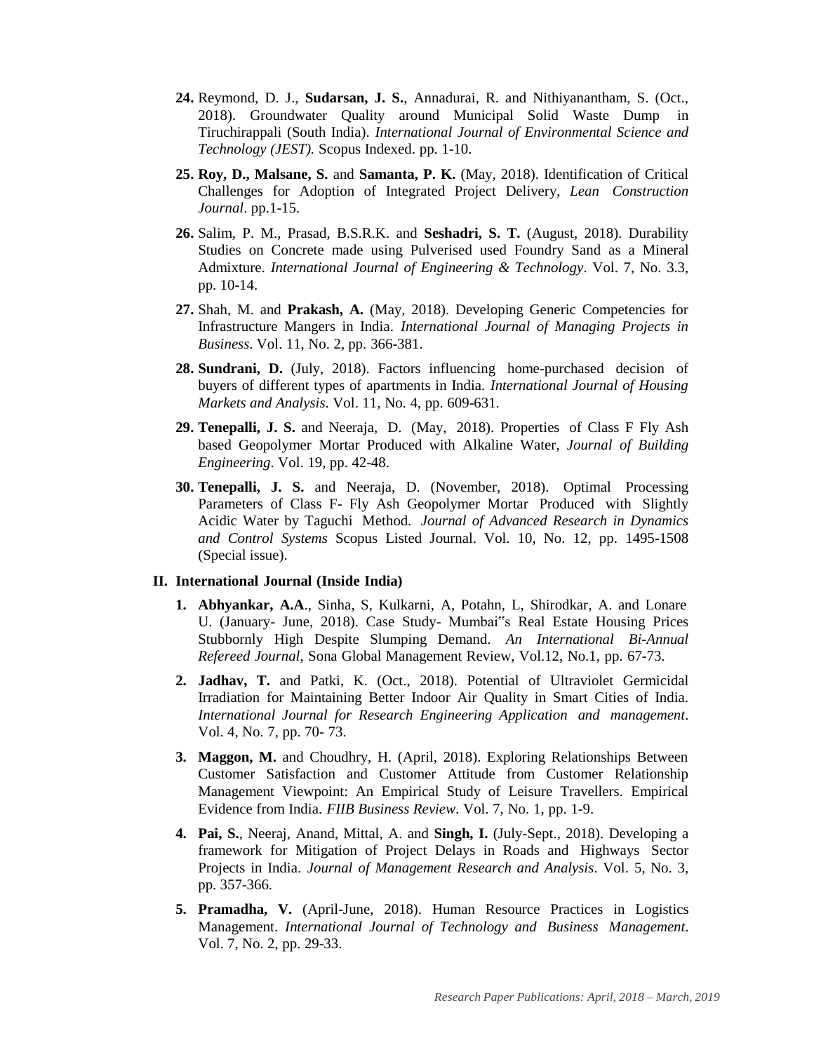24. Reymond, D. J., **Sudarsan, J. S.**, Annadurai, R. and Nithiyanantham, S. (Oct., 2018). Groundwater Quality around Municipal Solid Waste Dump in Tiruchirappali (South India). *International Journal of Environmental Science and Technology (JEST).* Scopus Indexed. pp. 1-10.

25. **Roy, D., Malsane, S.** and **Samanta, P. K.** (May, 2018). Identification of Critical Challenges for Adoption of Integrated Project Delivery, *Lean Construction Journal*. pp.1-15.

26. Salim, P. M., Prasad, B.S.R.K. and **Seshadri, S. T.** (August, 2018). Durability Studies on Concrete made using Pulverised used Foundry Sand as a Mineral Admixture. *International Journal of Engineering & Technology*. Vol. 7, No. 3.3, pp. 10-14.

27. Shah, M. and **Prakash, A.** (May, 2018). Developing Generic Competencies for Infrastructure Mangers in India. *International Journal of Managing Projects in Business*. Vol. 11, No. 2, pp. 366-381.

28. **Sundrani, D.** (July, 2018). Factors influencing home-purchased decision of buyers of different types of apartments in India. *International Journal of Housing Markets and Analysis*. Vol. 11, No. 4, pp. 609-631.

29. **Tenepalli, J. S.** and Neeraja, D. (May, 2018). Properties of Class F Fly Ash based Geopolymer Mortar Produced with Alkaline Water, *Journal of Building Engineering*. Vol. 19, pp. 42-48.

30. **Tenepalli, J. S.** and Neeraja, D. (November, 2018). Optimal Processing Parameters of Class F- Fly Ash Geopolymer Mortar Produced with Slightly Acidic Water by Taguchi Method. *Journal of Advanced Research in Dynamics and Control Systems* Scopus Listed Journal. Vol. 10, No. 12, pp. 1495-1508 (Special issue).

## II. International Journal (Inside India)

1. **Abhyankar, A.A**., Sinha, S, Kulkarni, A, Potahn, L, Shirodkar, A. and Lonare U. (January- June, 2018). Case Study- Mumbai"s Real Estate Housing Prices Stubbornly High Despite Slumping Demand. *An International Bi-Annual Refereed Journal*, Sona Global Management Review, Vol.12, No.1, pp. 67-73.

2. **Jadhav, T.** and Patki, K. (Oct., 2018). Potential of Ultraviolet Germicidal Irradiation for Maintaining Better Indoor Air Quality in Smart Cities of India. *International Journal for Research Engineering Application and management*. Vol. 4, No. 7, pp. 70- 73.

3. **Maggon, M.** and Choudhry, H. (April, 2018). Exploring Relationships Between Customer Satisfaction and Customer Attitude from Customer Relationship Management Viewpoint: An Empirical Study of Leisure Travellers. Empirical Evidence from India. *FIIB Business Review*. Vol. 7, No. 1, pp. 1-9.

4. **Pai, S.**, Neeraj, Anand, Mittal, A. and **Singh, I.** (July-Sept., 2018). Developing a framework for Mitigation of Project Delays in Roads and Highways Sector Projects in India. *Journal of Management Research and Analysis*. Vol. 5, No. 3, pp. 357-366.

5. **Pramadha, V.** (April-June, 2018). Human Resource Practices in Logistics Management. *International Journal of Technology and Business Management*. Vol. 7, No. 2, pp. 29-33.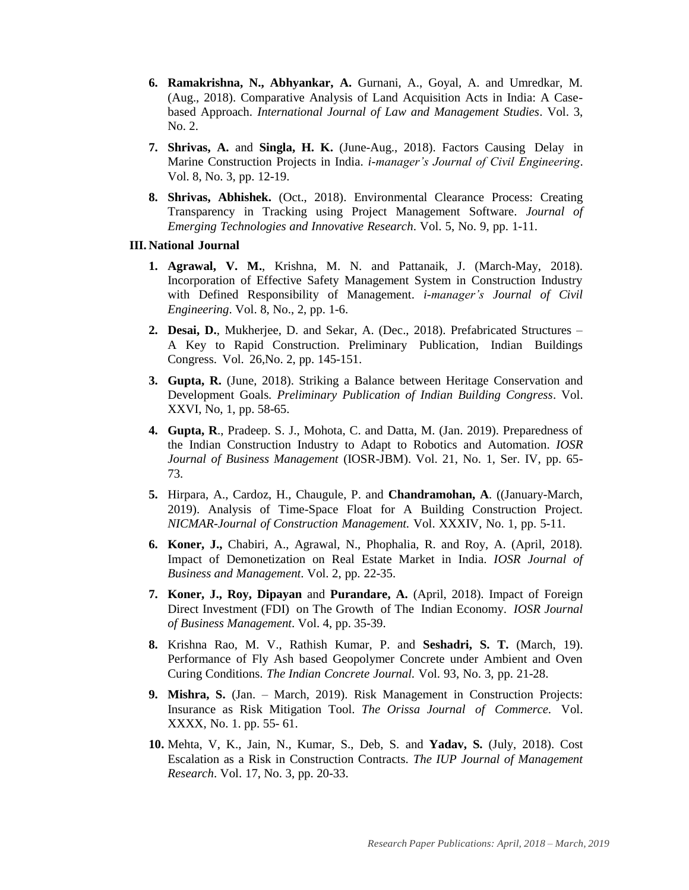6. **Ramakrishna, N., Abhyankar, A.** Gurnani, A., Goyal, A. and Umredkar, M. (Aug., 2018). Comparative Analysis of Land Acquisition Acts in India: A Case-based Approach. *International Journal of Law and Management Studies*. Vol. 3, No. 2.

7. **Shrivas, A.** and **Singla, H. K.** (June-Aug., 2018). Factors Causing Delay in Marine Construction Projects in India. *i-manager's Journal of Civil Engineering*. Vol. 8, No. 3, pp. 12-19.

8. **Shrivas, Abhishek.** (Oct., 2018). Environmental Clearance Process: Creating Transparency in Tracking using Project Management Software. *Journal of Emerging Technologies and Innovative Research*. Vol. 5, No. 9, pp. 1-11.

### III. National Journal

1. **Agrawal, V. M.**, Krishna, M. N. and Pattanaik, J. (March-May, 2018). Incorporation of Effective Safety Management System in Construction Industry with Defined Responsibility of Management. *i-manager's Journal of Civil Engineering*. Vol. 8, No., 2, pp. 1-6.

2. **Desai, D.**, Mukherjee, D. and Sekar, A. (Dec., 2018). Prefabricated Structures – A Key to Rapid Construction. Preliminary Publication, Indian Buildings Congress. Vol. 26,No. 2, pp. 145-151.

3. **Gupta, R.** (June, 2018). Striking a Balance between Heritage Conservation and Development Goals. *Preliminary Publication of Indian Building Congress*. Vol. XXVI, No, 1, pp. 58-65.

4. **Gupta, R**., Pradeep. S. J., Mohota, C. and Datta, M. (Jan. 2019). Preparedness of the Indian Construction Industry to Adapt to Robotics and Automation. *IOSR Journal of Business Management* (IOSR-JBM). Vol. 21, No. 1, Ser. IV, pp. 65-73.

5. Hirpara, A., Cardoz, H., Chaugule, P. and **Chandramohan, A**. ((January-March, 2019). Analysis of Time-Space Float for A Building Construction Project. *NICMAR-Journal of Construction Management.* Vol. XXXIV, No. 1, pp. 5-11.

6. **Koner, J.,** Chabiri, A., Agrawal, N., Phophalia, R. and Roy, A. (April, 2018). Impact of Demonetization on Real Estate Market in India. *IOSR Journal of Business and Management*. Vol. 2, pp. 22-35.

7. **Koner, J., Roy, Dipayan** and **Purandare, A.** (April, 2018). Impact of Foreign Direct Investment (FDI) on The Growth of The Indian Economy. *IOSR Journal of Business Management*. Vol. 4, pp. 35-39.

8. Krishna Rao, M. V., Rathish Kumar, P. and **Seshadri, S. T.** (March, 19). Performance of Fly Ash based Geopolymer Concrete under Ambient and Oven Curing Conditions. *The Indian Concrete Journal.* Vol. 93, No. 3, pp. 21-28.

9. **Mishra, S.** (Jan. – March, 2019). Risk Management in Construction Projects: Insurance as Risk Mitigation Tool. *The Orissa Journal of Commerce.* Vol. XXXX, No. 1. pp. 55- 61.

10. Mehta, V, K., Jain, N., Kumar, S., Deb, S. and **Yadav, S.** (July, 2018). Cost Escalation as a Risk in Construction Contracts. *The IUP Journal of Management Research*. Vol. 17, No. 3, pp. 20-33.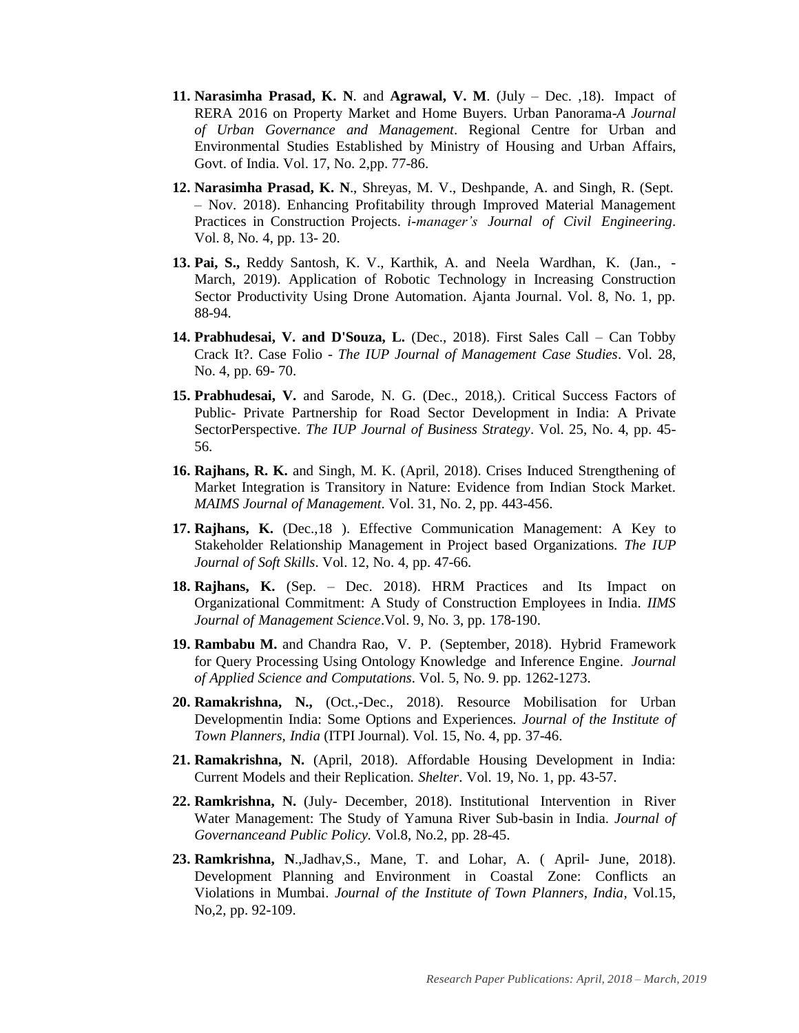11. **Narasimha Prasad, K. N**. and **Agrawal, V. M**. (July – Dec. ,18). Impact of RERA 2016 on Property Market and Home Buyers. Urban Panorama-*A Journal of Urban Governance and Management*. Regional Centre for Urban and Environmental Studies Established by Ministry of Housing and Urban Affairs, Govt. of India. Vol. 17, No. 2,pp. 77-86.

12. **Narasimha Prasad, K. N**., Shreyas, M. V., Deshpande, A. and Singh, R. (Sept. – Nov. 2018). Enhancing Profitability through Improved Material Management Practices in Construction Projects. *i-manager's Journal of Civil Engineering*. Vol. 8, No. 4, pp. 13- 20.

13. **Pai, S.,** Reddy Santosh, K. V., Karthik, A. and Neela Wardhan, K. (Jan., - March, 2019). Application of Robotic Technology in Increasing Construction Sector Productivity Using Drone Automation. Ajanta Journal. Vol. 8, No. 1, pp. 88-94.

14. **Prabhudesai, V. and D'Souza, L.** (Dec., 2018). First Sales Call – Can Tobby Crack It?. Case Folio - *The IUP Journal of Management Case Studies*. Vol. 28, No. 4, pp. 69- 70.

15. **Prabhudesai, V.** and Sarode, N. G. (Dec., 2018,). Critical Success Factors of Public- Private Partnership for Road Sector Development in India: A Private SectorPerspective. *The IUP Journal of Business Strategy*. Vol. 25, No. 4, pp. 45-56.

16. **Rajhans, R. K.** and Singh, M. K. (April, 2018). Crises Induced Strengthening of Market Integration is Transitory in Nature: Evidence from Indian Stock Market. *MAIMS Journal of Management*. Vol. 31, No. 2, pp. 443-456.

17. **Rajhans, K.** (Dec.,18 ). Effective Communication Management: A Key to Stakeholder Relationship Management in Project based Organizations. *The IUP Journal of Soft Skills*. Vol. 12, No. 4, pp. 47-66.

18. **Rajhans, K.** (Sep. – Dec. 2018). HRM Practices and Its Impact on Organizational Commitment: A Study of Construction Employees in India. *IIMS Journal of Management Science*.Vol. 9, No. 3, pp. 178-190.

19. **Rambabu M.** and Chandra Rao, V. P. (September, 2018). Hybrid Framework for Query Processing Using Ontology Knowledge and Inference Engine. *Journal of Applied Science and Computations*. Vol. 5, No. 9. pp. 1262-1273.

20. **Ramakrishna, N.,** (Oct.,-Dec., 2018). Resource Mobilisation for Urban Developmentin India: Some Options and Experiences. *Journal of the Institute of Town Planners, India* (ITPI Journal). Vol. 15, No. 4, pp. 37-46.

21. **Ramakrishna, N.** (April, 2018). Affordable Housing Development in India: Current Models and their Replication. *Shelter*. Vol. 19, No. 1, pp. 43-57.

22. **Ramkrishna, N.** (July- December, 2018). Institutional Intervention in River Water Management: The Study of Yamuna River Sub-basin in India. *Journal of Governanceand Public Policy.* Vol.8, No.2, pp. 28-45.

23. **Ramkrishna, N**.,Jadhav,S., Mane, T. and Lohar, A. ( April- June, 2018). Development Planning and Environment in Coastal Zone: Conflicts an Violations in Mumbai. *Journal of the Institute of Town Planners, India*, Vol.15, No,2, pp. 92-109.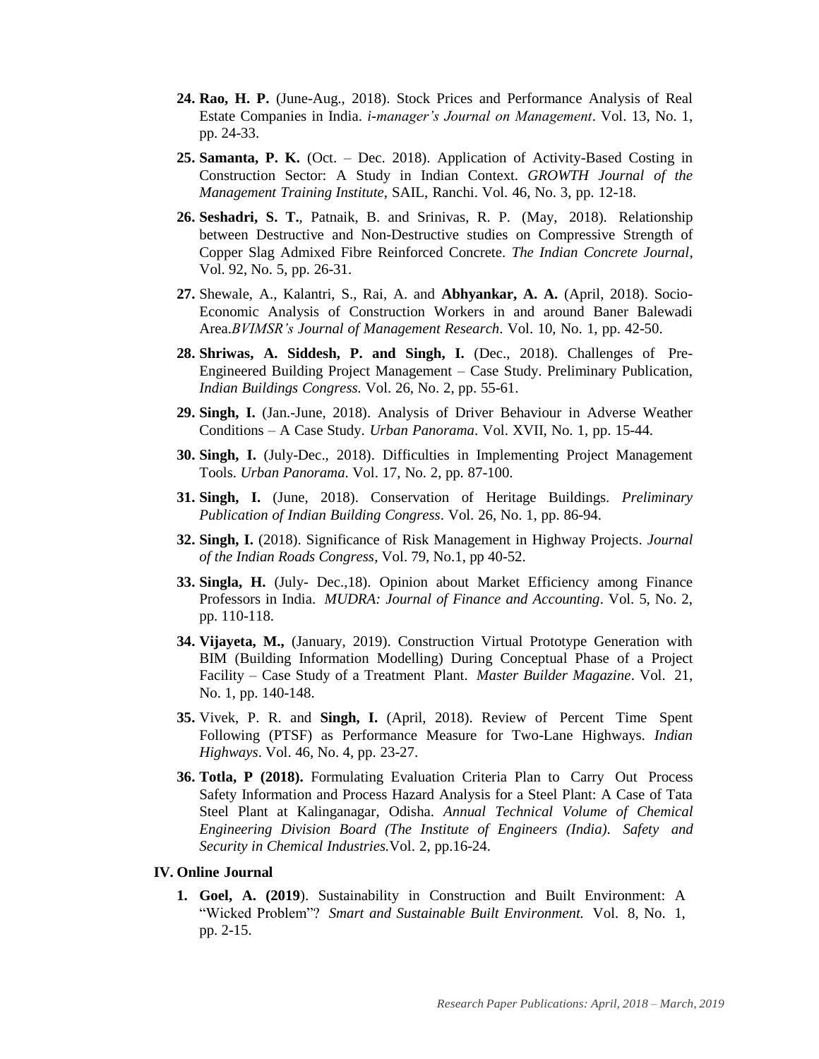24. **Rao, H. P.** (June-Aug., 2018). Stock Prices and Performance Analysis of Real Estate Companies in India. *i-manager's Journal on Management*. Vol. 13, No. 1, pp. 24-33.

25. **Samanta, P. K.** (Oct. – Dec. 2018). Application of Activity-Based Costing in Construction Sector: A Study in Indian Context. *GROWTH Journal of the Management Training Institute*, SAIL, Ranchi. Vol. 46, No. 3, pp. 12-18.

26. **Seshadri, S. T.**, Patnaik, B. and Srinivas, R. P. (May, 2018). Relationship between Destructive and Non-Destructive studies on Compressive Strength of Copper Slag Admixed Fibre Reinforced Concrete. *The Indian Concrete Journal*, Vol. 92, No. 5, pp. 26-31.

27. Shewale, A., Kalantri, S., Rai, A. and **Abhyankar, A. A.** (April, 2018). Socio-Economic Analysis of Construction Workers in and around Baner Balewadi Area.*BVIMSR's Journal of Management Research*. Vol. 10, No. 1, pp. 42-50.

28. **Shriwas, A. Siddesh, P. and Singh, I.** (Dec., 2018). Challenges of Pre-Engineered Building Project Management – Case Study. Preliminary Publication, *Indian Buildings Congress.* Vol. 26, No. 2, pp. 55-61.

29. **Singh, I.** (Jan.-June, 2018). Analysis of Driver Behaviour in Adverse Weather Conditions – A Case Study. *Urban Panorama*. Vol. XVII, No. 1, pp. 15-44.

30. **Singh, I.** (July-Dec., 2018). Difficulties in Implementing Project Management Tools. *Urban Panorama*. Vol. 17, No. 2, pp. 87-100.

31. **Singh, I.** (June, 2018). Conservation of Heritage Buildings. *Preliminary Publication of Indian Building Congress*. Vol. 26, No. 1, pp. 86-94.

32. **Singh, I.** (2018). Significance of Risk Management in Highway Projects. *Journal of the Indian Roads Congress*, Vol. 79, No.1, pp 40-52.

33. **Singla, H.** (July- Dec.,18). Opinion about Market Efficiency among Finance Professors in India. *MUDRA: Journal of Finance and Accounting*. Vol. 5, No. 2, pp. 110-118.

34. **Vijayeta, M.,** (January, 2019). Construction Virtual Prototype Generation with BIM (Building Information Modelling) During Conceptual Phase of a Project Facility – Case Study of a Treatment Plant. *Master Builder Magazine*. Vol. 21, No. 1, pp. 140-148.

35. Vivek, P. R. and **Singh, I.** (April, 2018). Review of Percent Time Spent Following (PTSF) as Performance Measure for Two-Lane Highways. *Indian Highways*. Vol. 46, No. 4, pp. 23-27.

36. **Totla, P (2018).** Formulating Evaluation Criteria Plan to Carry Out Process Safety Information and Process Hazard Analysis for a Steel Plant: A Case of Tata Steel Plant at Kalinganagar, Odisha. *Annual Technical Volume of Chemical Engineering Division Board (The Institute of Engineers (India). Safety and Security in Chemical Industries.*Vol. 2, pp.16-24.

## IV. Online Journal

1. **Goel, A. (2019**). Sustainability in Construction and Built Environment: A "Wicked Problem"? *Smart and Sustainable Built Environment.* Vol. 8, No. 1, pp. 2-15.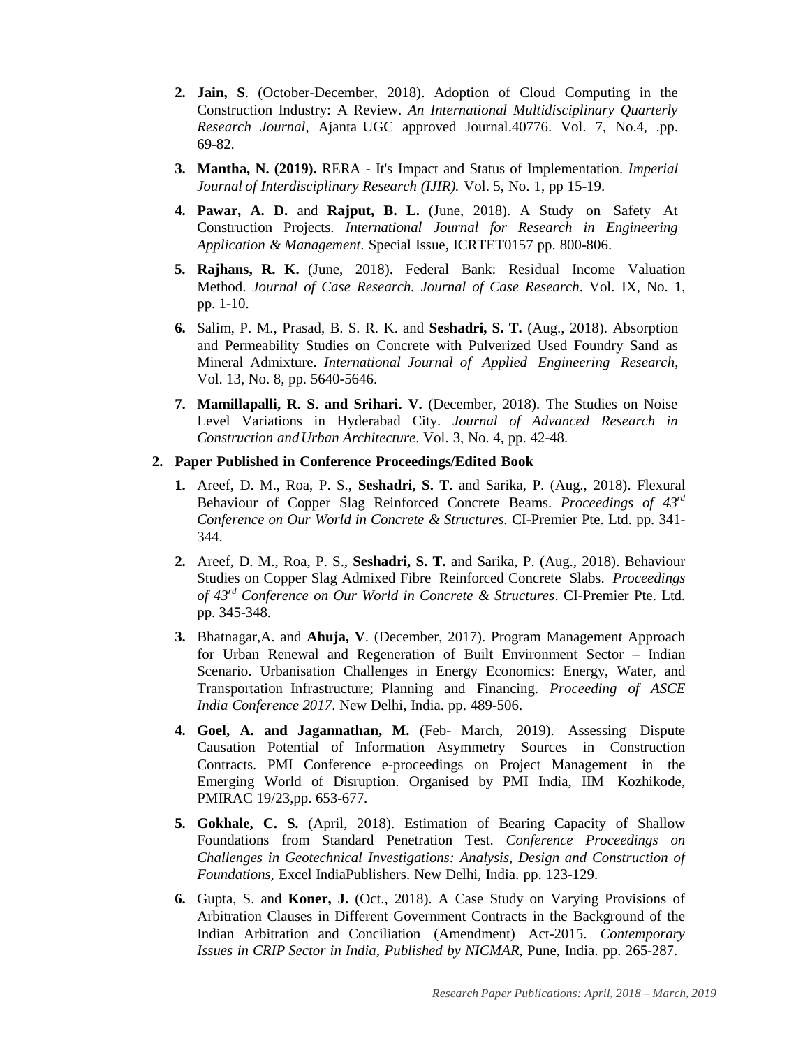2. **Jain, S**. (October-December, 2018). Adoption of Cloud Computing in the Construction Industry: A Review. *An International Multidisciplinary Quarterly Research Journal*, Ajanta UGC approved Journal.40776. Vol. 7, No.4, .pp. 69-82.

3. **Mantha, N. (2019).** RERA - It's Impact and Status of Implementation. *Imperial Journal of Interdisciplinary Research (IJIR).* Vol. 5, No. 1, pp 15-19.

4. **Pawar, A. D.** and **Rajput, B. L.** (June, 2018). A Study on Safety At Construction Projects. *International Journal for Research in Engineering Application & Management*. Special Issue, ICRTET0157 pp. 800-806.

5. **Rajhans, R. K.** (June, 2018). Federal Bank: Residual Income Valuation Method. *Journal of Case Research. Journal of Case Research*. Vol. IX, No. 1, pp. 1-10.

6. Salim, P. M., Prasad, B. S. R. K. and **Seshadri, S. T.** (Aug., 2018). Absorption and Permeability Studies on Concrete with Pulverized Used Foundry Sand as Mineral Admixture. *International Journal of Applied Engineering Research*, Vol. 13, No. 8, pp. 5640-5646.

7. **Mamillapalli, R. S. and Srihari. V.** (December, 2018). The Studies on Noise Level Variations in Hyderabad City. *Journal of Advanced Research in Construction and Urban Architecture*. Vol. 3, No. 4, pp. 42-48.

**2. Paper Published in Conference Proceedings/Edited Book**

1. Areef, D. M., Roa, P. S., **Seshadri, S. T.** and Sarika, P. (Aug., 2018). Flexural Behaviour of Copper Slag Reinforced Concrete Beams. *Proceedings of 43rd Conference on Our World in Concrete & Structures.* CI-Premier Pte. Ltd. pp. 341-344.

2. Areef, D. M., Roa, P. S., **Seshadri, S. T.** and Sarika, P. (Aug., 2018). Behaviour Studies on Copper Slag Admixed Fibre Reinforced Concrete Slabs. *Proceedings of 43rd Conference on Our World in Concrete & Structures*. CI-Premier Pte. Ltd. pp. 345-348.

3. Bhatnagar,A. and **Ahuja, V**. (December, 2017). Program Management Approach for Urban Renewal and Regeneration of Built Environment Sector – Indian Scenario. Urbanisation Challenges in Energy Economics: Energy, Water, and Transportation Infrastructure; Planning and Financing. *Proceeding of ASCE India Conference 2017*. New Delhi, India. pp. 489-506.

4. **Goel, A. and Jagannathan, M.** (Feb- March, 2019). Assessing Dispute Causation Potential of Information Asymmetry Sources in Construction Contracts. PMI Conference e-proceedings on Project Management in the Emerging World of Disruption. Organised by PMI India, IIM Kozhikode, PMIRAC 19/23,pp. 653-677.

5. **Gokhale, C. S.** (April, 2018). Estimation of Bearing Capacity of Shallow Foundations from Standard Penetration Test. *Conference Proceedings on Challenges in Geotechnical Investigations: Analysis, Design and Construction of Foundations*, Excel IndiaPublishers. New Delhi, India. pp. 123-129.

6. Gupta, S. and **Koner, J.** (Oct., 2018). A Case Study on Varying Provisions of Arbitration Clauses in Different Government Contracts in the Background of the Indian Arbitration and Conciliation (Amendment) Act-2015. *Contemporary Issues in CRIP Sector in India, Published by NICMAR*, Pune, India. pp. 265-287.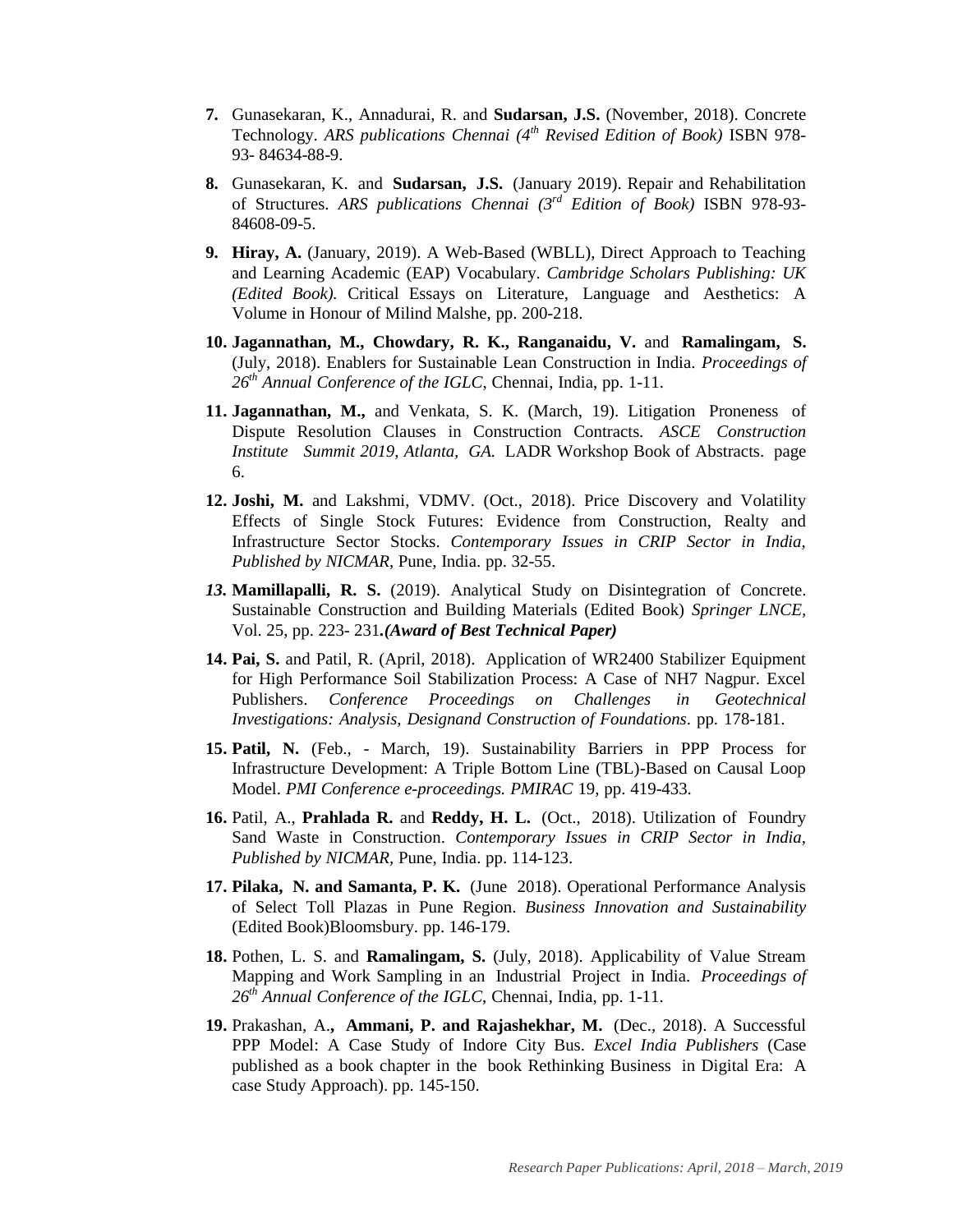7. Gunasekaran, K., Annadurai, R. and **Sudarsan, J.S.** (November, 2018). Concrete Technology. *ARS publications Chennai (4th Revised Edition of Book)* ISBN 978-93- 84634-88-9.

8. Gunasekaran, K. and **Sudarsan, J.S.** (January 2019). Repair and Rehabilitation of Structures. *ARS publications Chennai (3rd Edition of Book)* ISBN 978-93-84608-09-5.

9. **Hiray, A.** (January, 2019). A Web-Based (WBLL), Direct Approach to Teaching and Learning Academic (EAP) Vocabulary. *Cambridge Scholars Publishing: UK (Edited Book).* Critical Essays on Literature, Language and Aesthetics: A Volume in Honour of Milind Malshe, pp. 200-218.

10. **Jagannathan, M., Chowdary, R. K., Ranganaidu, V.** and **Ramalingam, S.** (July, 2018). Enablers for Sustainable Lean Construction in India. *Proceedings of 26th Annual Conference of the IGLC*, Chennai, India, pp. 1-11.

11. **Jagannathan, M.,** and Venkata, S. K. (March, 19). Litigation Proneness of Dispute Resolution Clauses in Construction Contracts. *ASCE Construction Institute Summit 2019, Atlanta, GA.* LADR Workshop Book of Abstracts. page 6.

12. **Joshi, M.** and Lakshmi, VDMV. (Oct., 2018). Price Discovery and Volatility Effects of Single Stock Futures: Evidence from Construction, Realty and Infrastructure Sector Stocks. *Contemporary Issues in CRIP Sector in India, Published by NICMAR*, Pune, India. pp. 32-55.

13. **Mamillapalli, R. S.** (2019). Analytical Study on Disintegration of Concrete. Sustainable Construction and Building Materials (Edited Book) *Springer LNCE*, Vol. 25, pp. 223- 231***.(Award of Best Technical Paper)***

14. **Pai, S.** and Patil, R. (April, 2018). Application of WR2400 Stabilizer Equipment for High Performance Soil Stabilization Process: A Case of NH7 Nagpur. Excel Publishers. *Conference Proceedings on Challenges in Geotechnical Investigations: Analysis, Designand Construction of Foundations*. pp. 178-181.

15. **Patil, N.** (Feb., - March, 19). Sustainability Barriers in PPP Process for Infrastructure Development: A Triple Bottom Line (TBL)-Based on Causal Loop Model. *PMI Conference e-proceedings. PMIRAC* 19, pp. 419-433.

16. Patil, A., **Prahlada R.** and **Reddy, H. L.** (Oct., 2018). Utilization of Foundry Sand Waste in Construction. *Contemporary Issues in CRIP Sector in India, Published by NICMAR*, Pune, India. pp. 114-123.

17. **Pilaka, N. and Samanta, P. K.** (June 2018). Operational Performance Analysis of Select Toll Plazas in Pune Region. *Business Innovation and Sustainability* (Edited Book)Bloomsbury. pp. 146-179.

18. Pothen, L. S. and **Ramalingam, S.** (July, 2018). Applicability of Value Stream Mapping and Work Sampling in an Industrial Project in India. *Proceedings of 26th Annual Conference of the IGLC*, Chennai, India, pp. 1-11.

19. Prakashan, A.**, Ammani, P. and Rajashekhar, M.** (Dec., 2018). A Successful PPP Model: A Case Study of Indore City Bus. *Excel India Publishers* (Case published as a book chapter in the book Rethinking Business in Digital Era: A case Study Approach). pp. 145-150.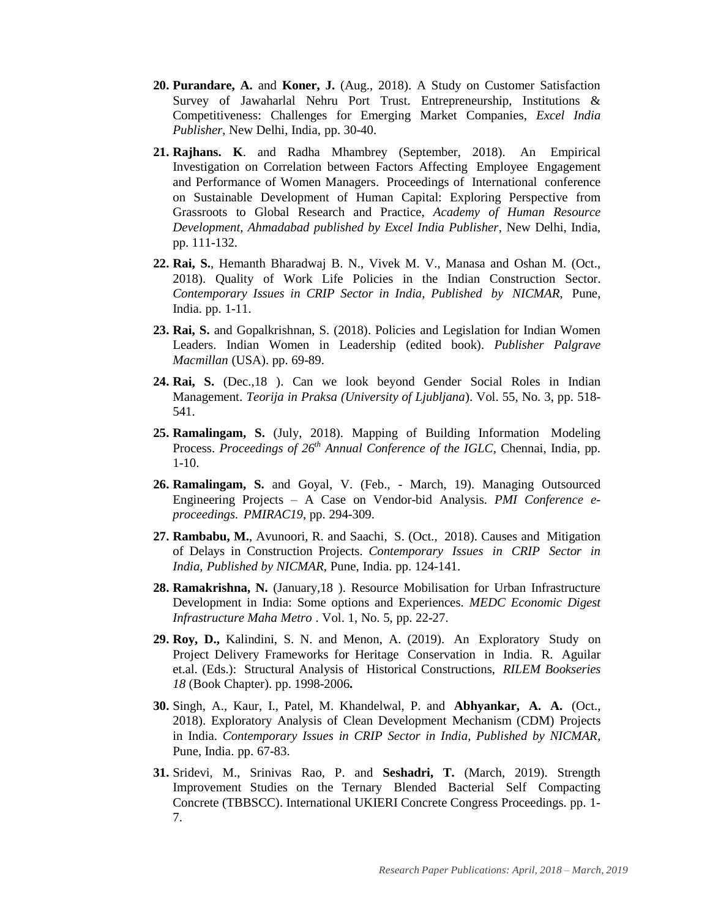20. **Purandare, A.** and **Koner, J.** (Aug., 2018). A Study on Customer Satisfaction Survey of Jawaharlal Nehru Port Trust. Entrepreneurship, Institutions & Competitiveness: Challenges for Emerging Market Companies, *Excel India Publisher*, New Delhi, India, pp. 30-40.

21. **Rajhans. K**. and Radha Mhambrey (September, 2018). An Empirical Investigation on Correlation between Factors Affecting Employee Engagement and Performance of Women Managers. Proceedings of International conference on Sustainable Development of Human Capital: Exploring Perspective from Grassroots to Global Research and Practice, *Academy of Human Resource Development, Ahmadabad published by Excel India Publisher*, New Delhi, India, pp. 111-132.

22. **Rai, S.**, Hemanth Bharadwaj B. N., Vivek M. V., Manasa and Oshan M. (Oct., 2018). Quality of Work Life Policies in the Indian Construction Sector. *Contemporary Issues in CRIP Sector in India, Published by NICMAR*, Pune, India. pp. 1-11.

23. **Rai, S.** and Gopalkrishnan, S. (2018). Policies and Legislation for Indian Women Leaders. Indian Women in Leadership (edited book). *Publisher Palgrave Macmillan* (USA). pp. 69-89.

24. **Rai, S.** (Dec.,18 ). Can we look beyond Gender Social Roles in Indian Management. *Teorija in Praksa (University of Ljubljana*). Vol. 55, No. 3, pp. 518-541.

25. **Ramalingam, S.** (July, 2018). Mapping of Building Information Modeling Process. *Proceedings of 26th Annual Conference of the IGLC*, Chennai, India, pp. 1-10.

26. **Ramalingam, S.** and Goyal, V. (Feb., - March, 19). Managing Outsourced Engineering Projects – A Case on Vendor-bid Analysis. *PMI Conference e-proceedings. PMIRAC19*, pp. 294-309.

27. **Rambabu, M.**, Avunoori, R. and Saachi, S. (Oct., 2018). Causes and Mitigation of Delays in Construction Projects. *Contemporary Issues in CRIP Sector in India, Published by NICMAR*, Pune, India. pp. 124-141.

28. **Ramakrishna, N.** (January,18 ). Resource Mobilisation for Urban Infrastructure Development in India: Some options and Experiences. *MEDC Economic Digest Infrastructure Maha Metro* . Vol. 1, No. 5, pp. 22-27.

29. **Roy, D.,** Kalindini, S. N. and Menon, A. (2019). An Exploratory Study on Project Delivery Frameworks for Heritage Conservation in India. R. Aguilar et.al. (Eds.): Structural Analysis of Historical Constructions, *RILEM Bookseries 18* (Book Chapter). pp. 1998-2006**.**

30. Singh, A., Kaur, I., Patel, M. Khandelwal, P. and **Abhyankar, A. A.** (Oct., 2018). Exploratory Analysis of Clean Development Mechanism (CDM) Projects in India. *Contemporary Issues in CRIP Sector in India, Published by NICMAR*, Pune, India. pp. 67-83.

31. Sridevi, M., Srinivas Rao, P. and **Seshadri, T.** (March, 2019). Strength Improvement Studies on the Ternary Blended Bacterial Self Compacting Concrete (TBBSCC). International UKIERI Concrete Congress Proceedings. pp. 1-7.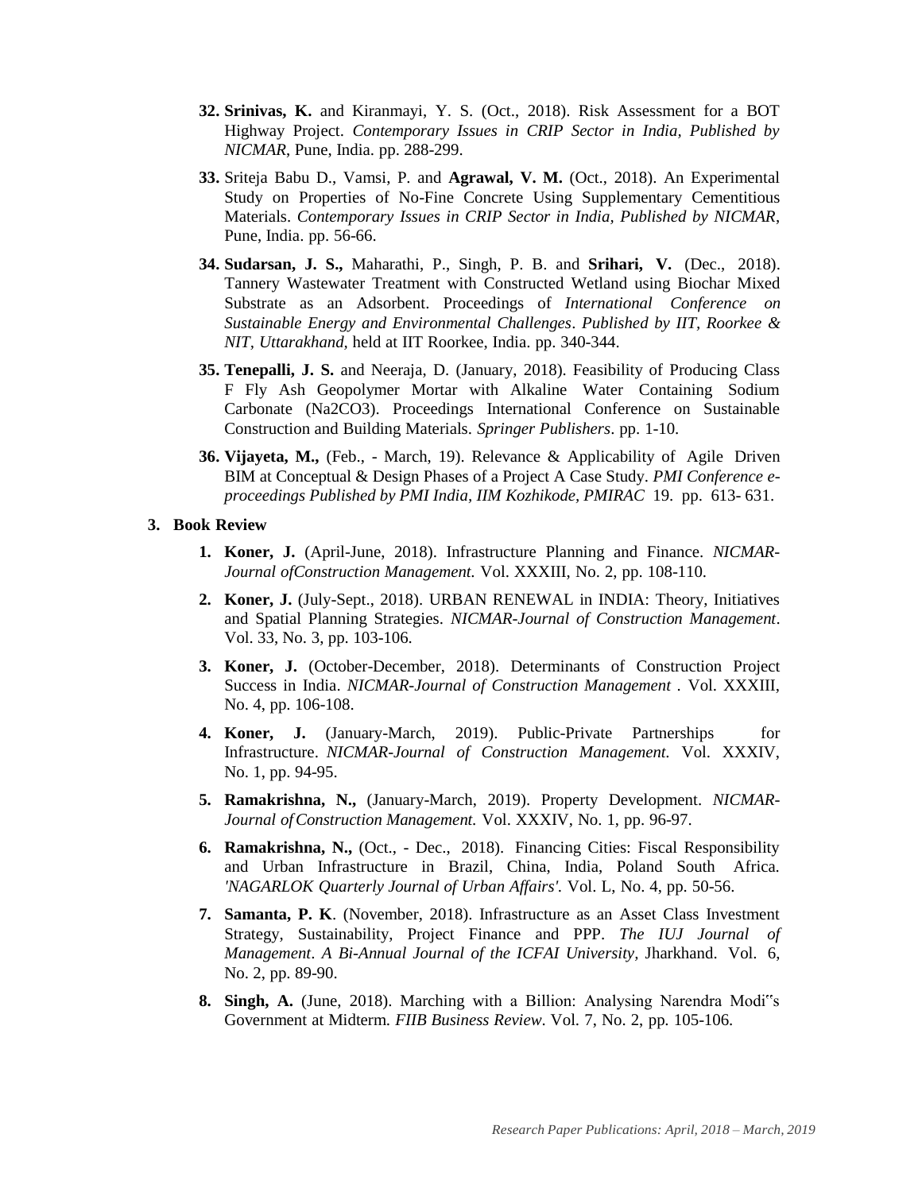32. **Srinivas, K.** and Kiranmayi, Y. S. (Oct., 2018). Risk Assessment for a BOT Highway Project. *Contemporary Issues in CRIP Sector in India, Published by NICMAR*, Pune, India. pp. 288-299.

33. Sriteja Babu D., Vamsi, P. and **Agrawal, V. M.** (Oct., 2018). An Experimental Study on Properties of No-Fine Concrete Using Supplementary Cementitious Materials. *Contemporary Issues in CRIP Sector in India, Published by NICMAR*, Pune, India. pp. 56-66.

34. **Sudarsan, J. S.,** Maharathi, P., Singh, P. B. and **Srihari, V.** (Dec., 2018). Tannery Wastewater Treatment with Constructed Wetland using Biochar Mixed Substrate as an Adsorbent. Proceedings of *International Conference on Sustainable Energy and Environmental Challenges*. *Published by IIT, Roorkee & NIT, Uttarakhand,* held at IIT Roorkee, India. pp. 340-344.

35. **Tenepalli, J. S.** and Neeraja, D. (January, 2018). Feasibility of Producing Class F Fly Ash Geopolymer Mortar with Alkaline Water Containing Sodium Carbonate ($Na_2CO_3$). Proceedings International Conference on Sustainable Construction and Building Materials. *Springer Publishers*. pp. 1-10.

36. **Vijayeta, M.,** (Feb., - March, 19). Relevance & Applicability of Agile Driven BIM at Conceptual & Design Phases of a Project A Case Study. *PMI Conference e-proceedings Published by PMI India, IIM Kozhikode, PMIRAC* 19. pp. 613- 631.

## 3. Book Review

1. **Koner, J.** (April-June, 2018). Infrastructure Planning and Finance. *NICMAR-Journal ofConstruction Management.* Vol. XXXIII, No. 2, pp. 108-110.

2. **Koner, J.** (July-Sept., 2018). URBAN RENEWAL in INDIA: Theory, Initiatives and Spatial Planning Strategies. *NICMAR-Journal of Construction Management*. Vol. 33, No. 3, pp. 103-106.

3. **Koner, J.** (October-December, 2018). Determinants of Construction Project Success in India. *NICMAR-Journal of Construction Management* . Vol. XXXIII, No. 4, pp. 106-108.

4. **Koner, J.** (January-March, 2019). Public-Private Partnerships for Infrastructure. *NICMAR-Journal of Construction Management.* Vol. XXXIV, No. 1, pp. 94-95.

5. **Ramakrishna, N.,** (January-March, 2019). Property Development. *NICMAR-Journal of Construction Management.* Vol. XXXIV, No. 1, pp. 96-97.

6. **Ramakrishna, N.,** (Oct., - Dec., 2018). Financing Cities: Fiscal Responsibility and Urban Infrastructure in Brazil, China, India, Poland South Africa. *'NAGARLOK Quarterly Journal of Urban Affairs'.* Vol. L, No. 4, pp. 50-56.

7. **Samanta, P. K**. (November, 2018). Infrastructure as an Asset Class Investment Strategy, Sustainability, Project Finance and PPP. *The IUJ Journal of Management*. *A Bi-Annual Journal of the ICFAI University,* Jharkhand. Vol. 6, No. 2, pp. 89-90.

8. **Singh, A.** (June, 2018). Marching with a Billion: Analysing Narendra Modi"s Government at Midterm. *FIIB Business Review*. Vol. 7, No. 2, pp. 105-106.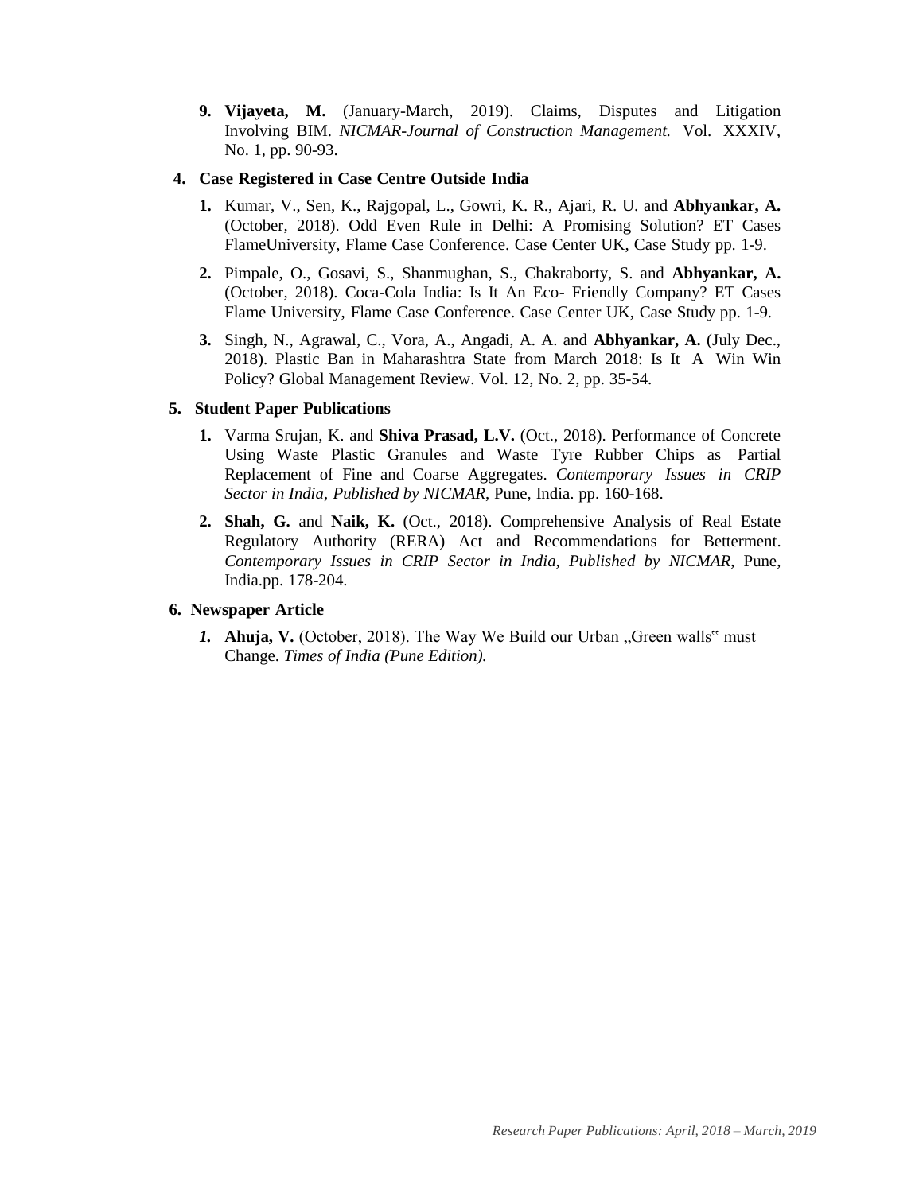9. **Vijayeta, M.** (January-March, 2019). Claims, Disputes and Litigation Involving BIM. *NICMAR-Journal of Construction Management.* Vol. XXXIV, No. 1, pp. 90-93.

## 4. Case Registered in Case Centre Outside India

1. Kumar, V., Sen, K., Rajgopal, L., Gowri, K. R., Ajari, R. U. and **Abhyankar, A.** (October, 2018). Odd Even Rule in Delhi: A Promising Solution? ET Cases FlameUniversity, Flame Case Conference. Case Center UK, Case Study pp. 1-9.

2. Pimpale, O., Gosavi, S., Shanmughan, S., Chakraborty, S. and **Abhyankar, A.** (October, 2018). Coca-Cola India: Is It An Eco- Friendly Company? ET Cases Flame University, Flame Case Conference. Case Center UK, Case Study pp. 1-9.

3. Singh, N., Agrawal, C., Vora, A., Angadi, A. A. and **Abhyankar, A.** (July Dec., 2018). Plastic Ban in Maharashtra State from March 2018: Is It A Win Win Policy? Global Management Review. Vol. 12, No. 2, pp. 35-54.

## 5. Student Paper Publications

1. Varma Srujan, K. and **Shiva Prasad, L.V.** (Oct., 2018). Performance of Concrete Using Waste Plastic Granules and Waste Tyre Rubber Chips as Partial Replacement of Fine and Coarse Aggregates. *Contemporary Issues in CRIP Sector in India, Published by NICMAR*, Pune, India. pp. 160-168.

2. **Shah, G.** and **Naik, K.** (Oct., 2018). Comprehensive Analysis of Real Estate Regulatory Authority (RERA) Act and Recommendations for Betterment. *Contemporary Issues in CRIP Sector in India, Published by NICMAR,* Pune, India.pp. 178-204.

## 6. Newspaper Article

1. **Ahuja, V.** (October, 2018). The Way We Build our Urban „Green walls" must Change. *Times of India (Pune Edition).*